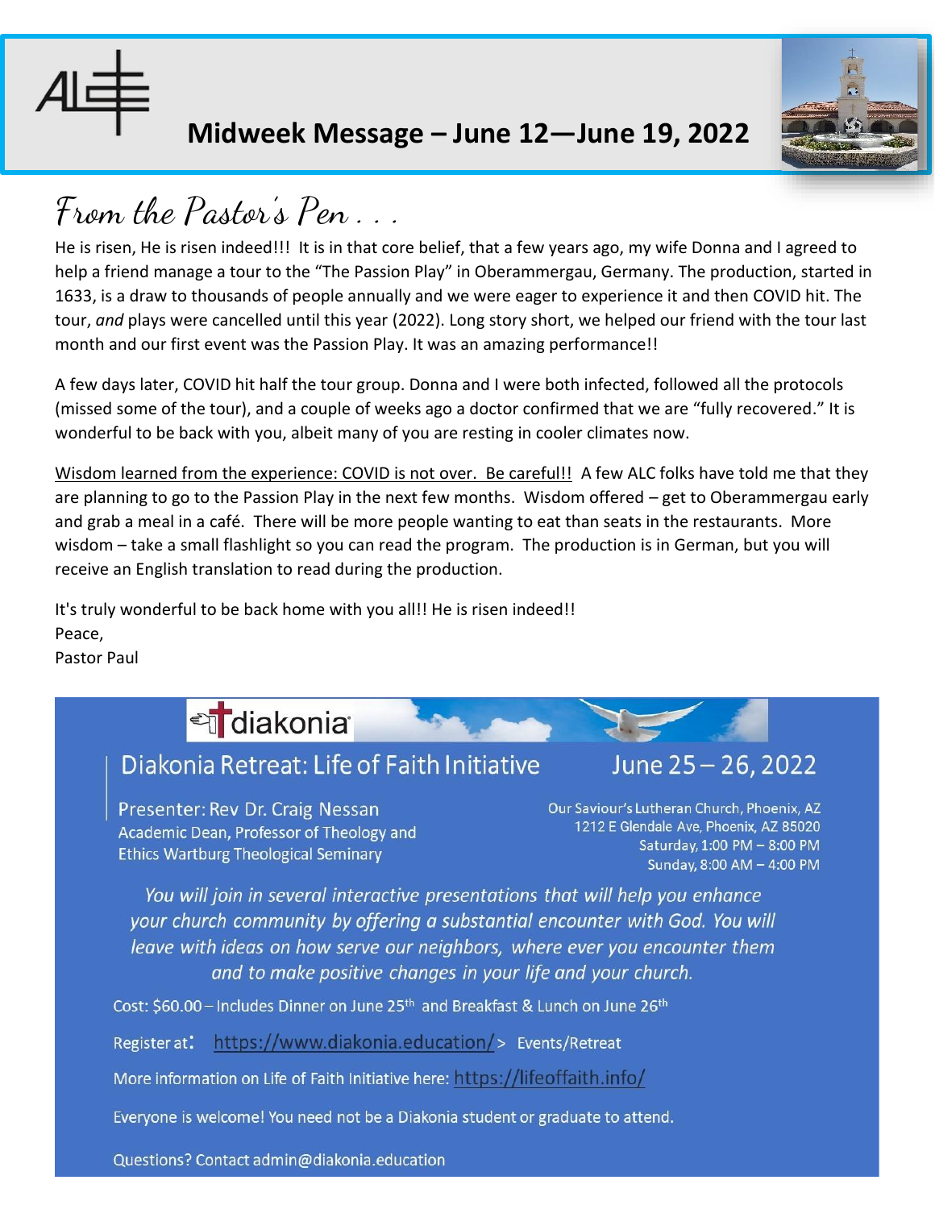# Midweek Message – June 12—June 19, 2022

## From the Pastor's Pen . . .

He is risen, He is risen indeed!!! It is in that core belief, that a few years ago, my wife Donna and I agreed to help a friend manage a tour to the "The Passion Play" in Oberammergau, Germany. The production, started in 1633, is a draw to thousands of people annually and we were eager to experience it and then COVID hit. The tour, *and* plays were cancelled until this year (2022). Long story short, we helped our friend with the tour last month and our first event was the Passion Play. It was an amazing performance!!

A few days later, COVID hit half the tour group. Donna and I were both infected, followed all the protocols (missed some of the tour), and a couple of weeks ago a doctor confirmed that we are "fully recovered." It is wonderful to be back with you, albeit many of you are resting in cooler climates now.

Wisdom learned from the experience: COVID is not over. Be careful!! A few ALC folks have told me that they are planning to go to the Passion Play in the next few months. Wisdom offered – get to Oberammergau early and grab a meal in a café. There will be more people wanting to eat than seats in the restaurants. More wisdom – take a small flashlight so you can read the program. The production is in German, but you will receive an English translation to read during the production.

It's truly wonderful to be back home with you all!! He is risen indeed!!
Peace,
Pastor Paul

---

**diakonia**

## Diakonia Retreat: Life of Faith Initiative — June 25 – 26, 2022

Presenter: Rev Dr. Craig Nessan
Academic Dean, Professor of Theology and Ethics Wartburg Theological Seminary

Our Saviour's Lutheran Church, Phoenix, AZ
1212 E Glendale Ave, Phoenix, AZ 85020
Saturday, 1:00 PM – 8:00 PM
Sunday, 8:00 AM – 4:00 PM

*You will join in several interactive presentations that will help you enhance your church community by offering a substantial encounter with God. You will leave with ideas on how serve our neighbors, where ever you encounter them and to make positive changes in your life and your church.*

Cost: $60.00 – Includes Dinner on June 25th and Breakfast & Lunch on June 26th

Register at: https://www.diakonia.education/ > Events/Retreat

More information on Life of Faith Initiative here: https://lifeoffaith.info/

Everyone is welcome! You need not be a Diakonia student or graduate to attend.

Questions? Contact admin@diakonia.education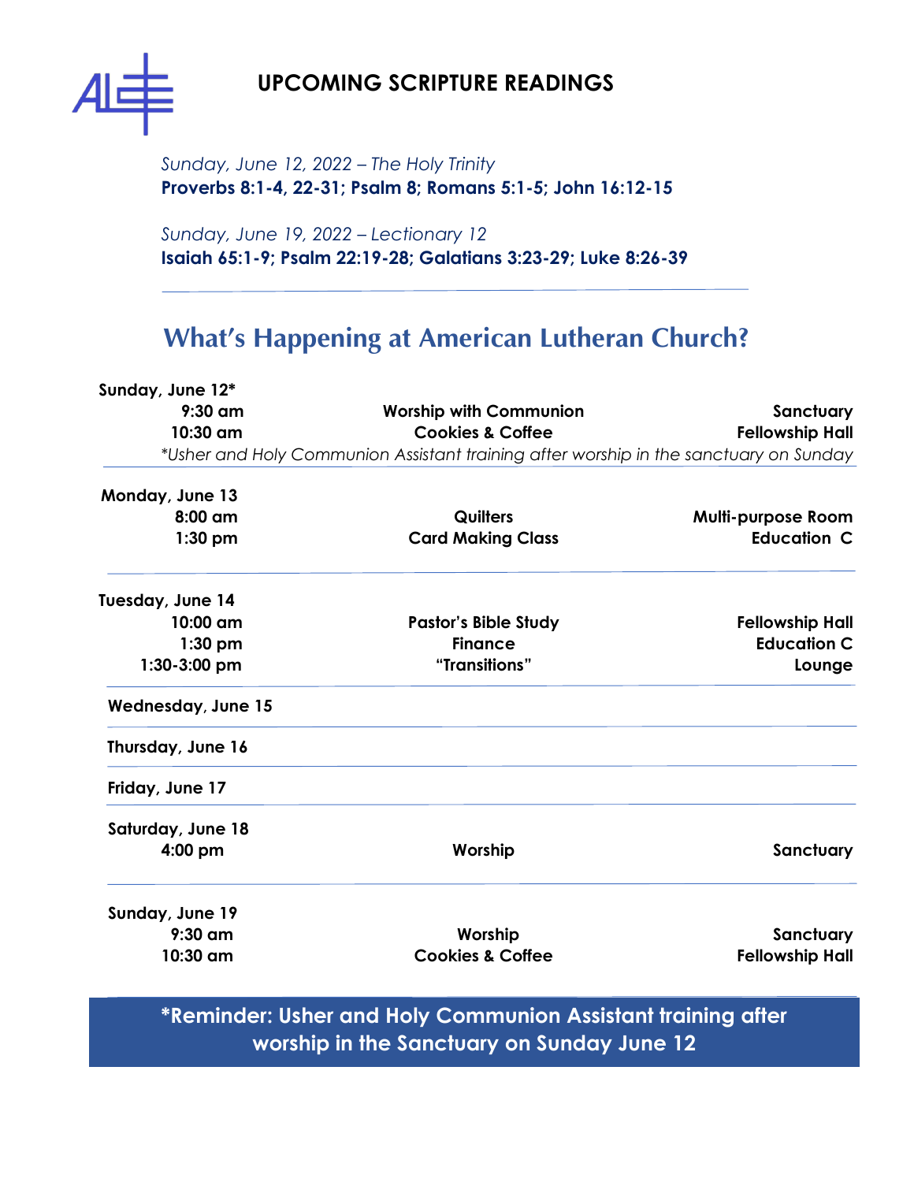## UPCOMING SCRIPTURE READINGS

*Sunday, June 12, 2022 – The Holy Trinity*
**Proverbs 8:1-4, 22-31; Psalm 8; Romans 5:1-5; John 16:12-15**

*Sunday, June 19, 2022 – Lectionary 12*
**Isaiah 65:1-9; Psalm 22:19-28; Galatians 3:23-29; Luke 8:26-39**

---

## What's Happening at American Lutheran Church?

| | | |
|---|---|---|
| **Sunday, June 12*** | | |
| **9:30 am** | **Worship with Communion** | **Sanctuary** |
| **10:30 am** | **Cookies & Coffee** | **Fellowship Hall** |
| *\*Usher and Holy Communion Assistant training after worship in the sanctuary on Sunday* | | |
| **Monday, June 13** | | |
| **8:00 am** | **Quilters** | **Multi-purpose Room** |
| **1:30 pm** | **Card Making Class** | **Education C** |
| **Tuesday, June 14** | | |
| **10:00 am** | **Pastor's Bible Study** | **Fellowship Hall** |
| **1:30 pm** | **Finance** | **Education C** |
| **1:30-3:00 pm** | **"Transitions"** | **Lounge** |
| **Wednesday, June 15** | | |
| **Thursday, June 16** | | |
| **Friday, June 17** | | |
| **Saturday, June 18** | | |
| **4:00 pm** | **Worship** | **Sanctuary** |
| **Sunday, June 19** | | |
| **9:30 am** | **Worship** | **Sanctuary** |
| **10:30 am** | **Cookies & Coffee** | **Fellowship Hall** |

**\*Reminder: Usher and Holy Communion Assistant training after worship in the Sanctuary on Sunday June 12**